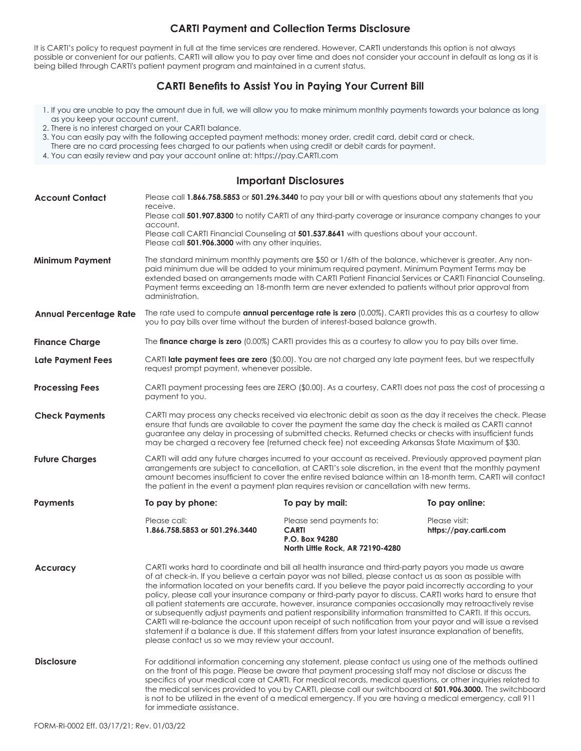# CARTI Payment and Collection Terms Disclosure

It is CARTI's policy to request payment in full at the time services are rendered. However, CARTI understands this option is not always possible or convenient for our patients. CARTI will allow you to pay over time and does not consider your account in default as long as it is being billed through CARTI's patient payment program and maintained in a current status.

## CARTI Benefits to Assist You in Paying Your Current Bill

1. If you are unable to pay the amount due in full, we will allow you to make minimum monthly payments towards your balance as long as you keep your account current.
2. There is no interest charged on your CARTI balance.
3. You can easily pay with the following accepted payment methods: money order, credit card, debit card or check. There are no card processing fees charged to our patients when using credit or debit cards for payment.
4. You can easily review and pay your account online at: https://pay.CARTI.com

## Important Disclosures

**Account Contact**

Please call **1.866.758.5853** or **501.296.3440** to pay your bill or with questions about any statements that you receive.
Please call **501.907.8300** to notify CARTI of any third-party coverage or insurance company changes to your account.
Please call CARTI Financial Counseling at **501.537.8641** with questions about your account.
Please call **501.906.3000** with any other inquiries.

**Minimum Payment**

The standard minimum monthly payments are $50 or 1/6th of the balance, whichever is greater. Any non-paid minimum due will be added to your minimum required payment. Minimum Payment Terms may be extended based on arrangements made with CARTI Patient Financial Services or CARTI Financial Counseling. Payment terms exceeding an 18-month term are never extended to patients without prior approval from administration.

**Annual Percentage Rate**

The rate used to compute **annual percentage rate is zero** (0.00%). CARTI provides this as a courtesy to allow you to pay bills over time without the burden of interest-based balance growth.

**Finance Charge**

The **finance charge is zero** (0.00%) CARTI provides this as a courtesy to allow you to pay bills over time.

**Late Payment Fees**

CARTI **late payment fees are zero** ($0.00). You are not charged any late payment fees, but we respectfully request prompt payment, whenever possible.

**Processing Fees**

CARTI payment processing fees are ZERO ($0.00). As a courtesy, CARTI does not pass the cost of processing a payment to you.

**Check Payments**

CARTI may process any checks received via electronic debit as soon as the day it receives the check. Please ensure that funds are available to cover the payment the same day the check is mailed as CARTI cannot guarantee any delay in processing of submitted checks. Returned checks or checks with insufficient funds may be charged a recovery fee (returned check fee) not exceeding Arkansas State Maximum of $30.

**Future Charges**

CARTI will add any future charges incurred to your account as received. Previously approved payment plan arrangements are subject to cancellation, at CARTI's sole discretion, in the event that the monthly payment amount becomes insufficient to cover the entire revised balance within an 18-month term. CARTI will contact the patient in the event a payment plan requires revision or cancellation with new terms.

**Payments**

| To pay by phone: | To pay by mail: | To pay online: |
|---|---|---|
| Please call:<br>**1.866.758.5853 or 501.296.3440** | Please send payments to:<br>**CARTI**<br>**P.O. Box 94280**<br>**North Little Rock, AR 72190-4280** | Please visit:<br>**https://pay.carti.com** |

**Accuracy**

CARTI works hard to coordinate and bill all health insurance and third-party payors you made us aware of at check-in. If you believe a certain payor was not billed, please contact us as soon as possible with the information located on your benefits card. If you believe the payor paid incorrectly according to your policy, please call your insurance company or third-party payor to discuss. CARTI works hard to ensure that all patient statements are accurate, however, insurance companies occasionally may retroactively revise or subsequently adjust payments and patient responsibility information transmitted to CARTI. If this occurs, CARTI will re-balance the account upon receipt of such notification from your payor and will issue a revised statement if a balance is due. If this statement differs from your latest insurance explanation of benefits, please contact us so we may review your account.

**Disclosure**

For additional information concerning any statement, please contact us using one of the methods outlined on the front of this page. Please be aware that payment processing staff may not disclose or discuss the specifics of your medical care at CARTI. For medical records, medical questions, or other inquiries related to the medical services provided to you by CARTI, please call our switchboard at **501.906.3000.** The switchboard is not to be utilized in the event of a medical emergency. If you are having a medical emergency, call 911 for immediate assistance.

FORM-RI-0002 Eff. 03/17/21; Rev. 01/03/22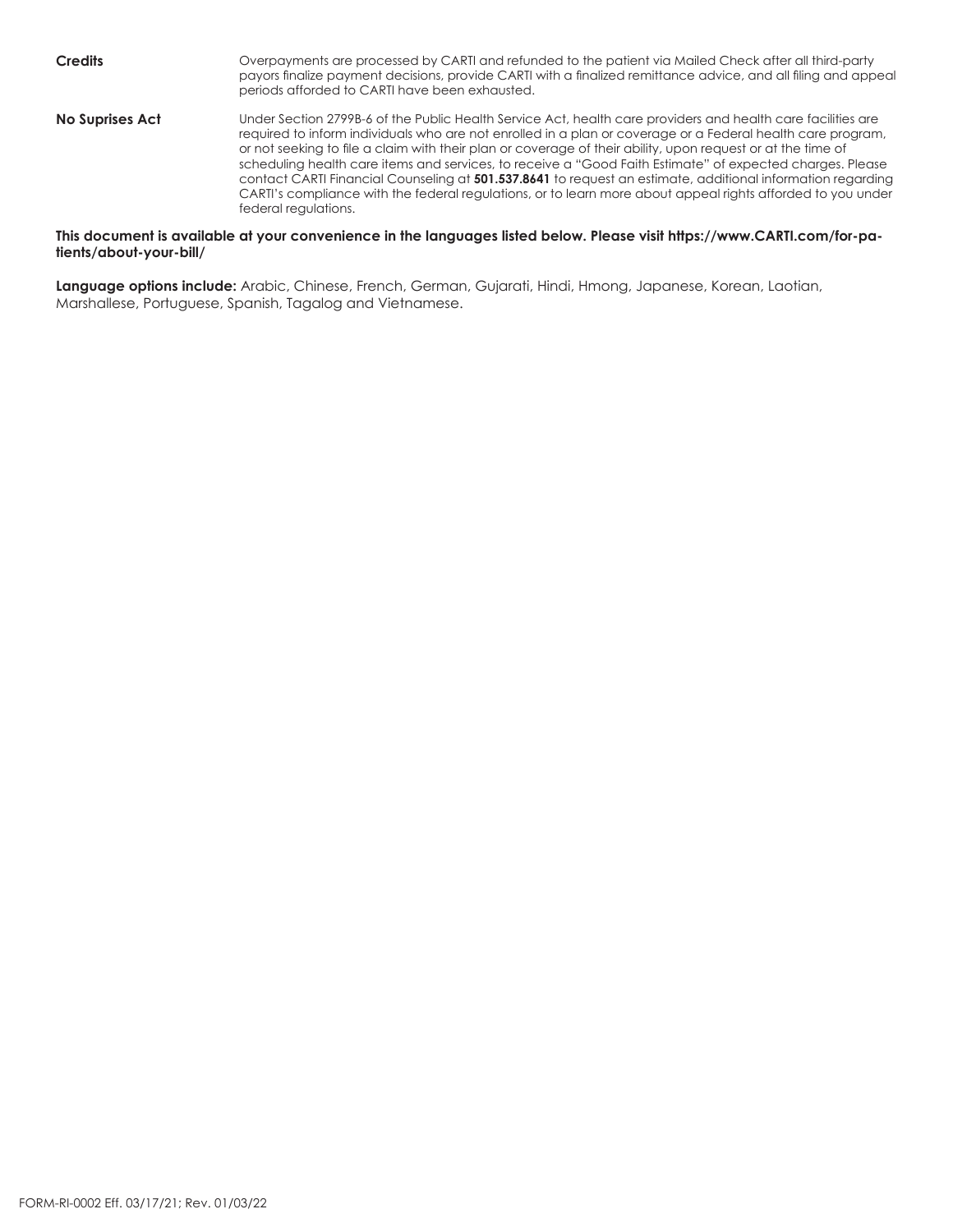| | |
|---|---|
| **Credits** | Overpayments are processed by CARTI and refunded to the patient via Mailed Check after all third-party payors finalize payment decisions, provide CARTI with a finalized remittance advice, and all filing and appeal periods afforded to CARTI have been exhausted. |
| **No Suprises Act** | Under Section 2799B-6 of the Public Health Service Act, health care providers and health care facilities are required to inform individuals who are not enrolled in a plan or coverage or a Federal health care program, or not seeking to file a claim with their plan or coverage of their ability, upon request or at the time of scheduling health care items and services, to receive a "Good Faith Estimate" of expected charges. Please contact CARTI Financial Counseling at **501.537.8641** to request an estimate, additional information regarding CARTI's compliance with the federal regulations, or to learn more about appeal rights afforded to you under federal regulations. |

**This document is available at your convenience in the languages listed below. Please visit https://www.CARTI.com/for-patients/about-your-bill/**

**Language options include:** Arabic, Chinese, French, German, Gujarati, Hindi, Hmong, Japanese, Korean, Laotian, Marshallese, Portuguese, Spanish, Tagalog and Vietnamese.

FORM-RI-0002 Eff. 03/17/21; Rev. 01/03/22